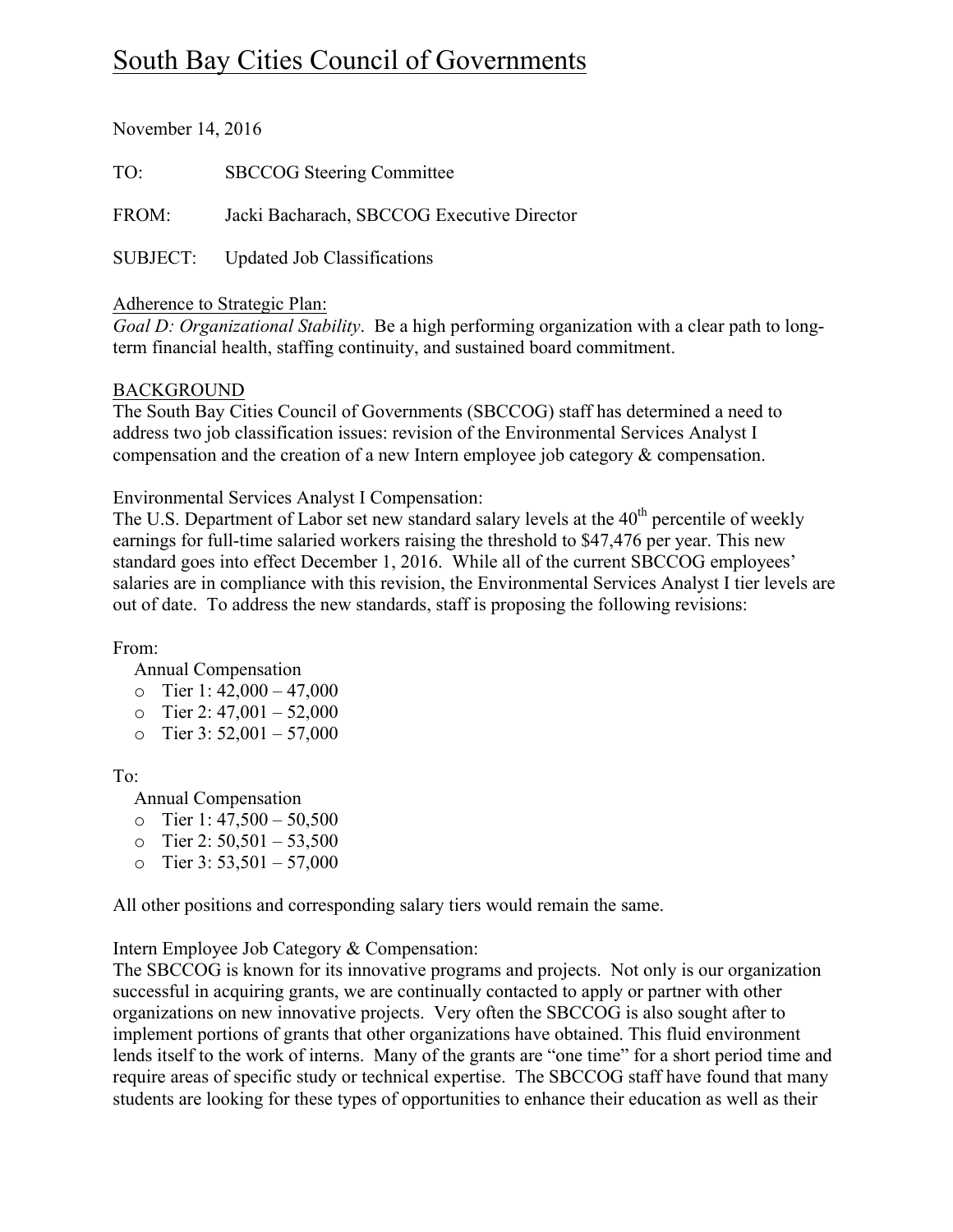# South Bay Cities Council of Governments

November 14, 2016

TO: SBCCOG Steering Committee

FROM: Jacki Bacharach, SBCCOG Executive Director

SUBJECT: Updated Job Classifications

Adherence to Strategic Plan:
*Goal D: Organizational Stability*. Be a high performing organization with a clear path to long-term financial health, staffing continuity, and sustained board commitment.

BACKGROUND
The South Bay Cities Council of Governments (SBCCOG) staff has determined a need to address two job classification issues: revision of the Environmental Services Analyst I compensation and the creation of a new Intern employee job category & compensation.

Environmental Services Analyst I Compensation:
The U.S. Department of Labor set new standard salary levels at the 40th percentile of weekly earnings for full-time salaried workers raising the threshold to $47,476 per year. This new standard goes into effect December 1, 2016. While all of the current SBCCOG employees' salaries are in compliance with this revision, the Environmental Services Analyst I tier levels are out of date. To address the new standards, staff is proposing the following revisions:

From:

Annual Compensation

- Tier 1: 42,000 – 47,000
- Tier 2: 47,001 – 52,000
- Tier 3: 52,001 – 57,000

To:

Annual Compensation

- Tier 1: 47,500 – 50,500
- Tier 2: 50,501 – 53,500
- Tier 3: 53,501 – 57,000

All other positions and corresponding salary tiers would remain the same.

Intern Employee Job Category & Compensation:
The SBCCOG is known for its innovative programs and projects. Not only is our organization successful in acquiring grants, we are continually contacted to apply or partner with other organizations on new innovative projects. Very often the SBCCOG is also sought after to implement portions of grants that other organizations have obtained. This fluid environment lends itself to the work of interns. Many of the grants are "one time" for a short period time and require areas of specific study or technical expertise. The SBCCOG staff have found that many students are looking for these types of opportunities to enhance their education as well as their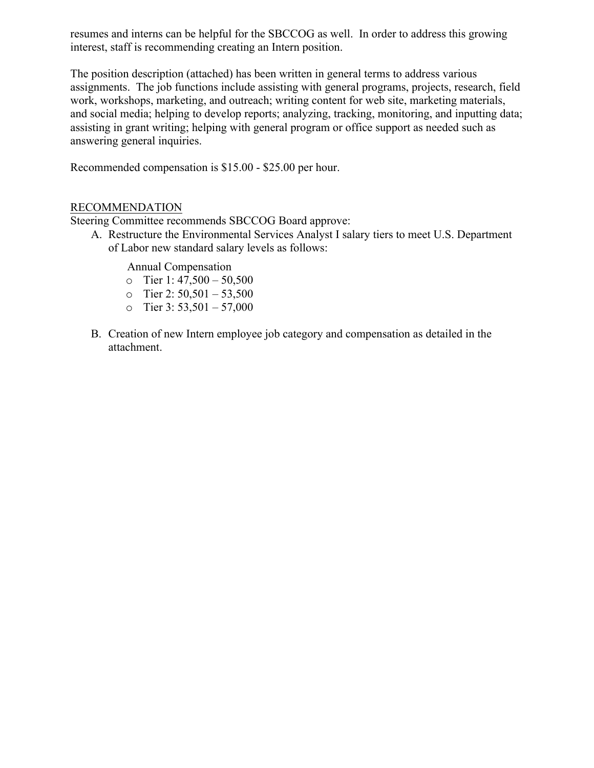resumes and interns can be helpful for the SBCCOG as well. In order to address this growing interest, staff is recommending creating an Intern position.

The position description (attached) has been written in general terms to address various assignments. The job functions include assisting with general programs, projects, research, field work, workshops, marketing, and outreach; writing content for web site, marketing materials, and social media; helping to develop reports; analyzing, tracking, monitoring, and inputting data; assisting in grant writing; helping with general program or office support as needed such as answering general inquiries.

Recommended compensation is $15.00 - $25.00 per hour.

<u>RECOMMENDATION</u>

Steering Committee recommends SBCCOG Board approve:

A. Restructure the Environmental Services Analyst I salary tiers to meet U.S. Department of Labor new standard salary levels as follows:

   Annual Compensation
   - Tier 1: 47,500 – 50,500
   - Tier 2: 50,501 – 53,500
   - Tier 3: 53,501 – 57,000

B. Creation of new Intern employee job category and compensation as detailed in the attachment.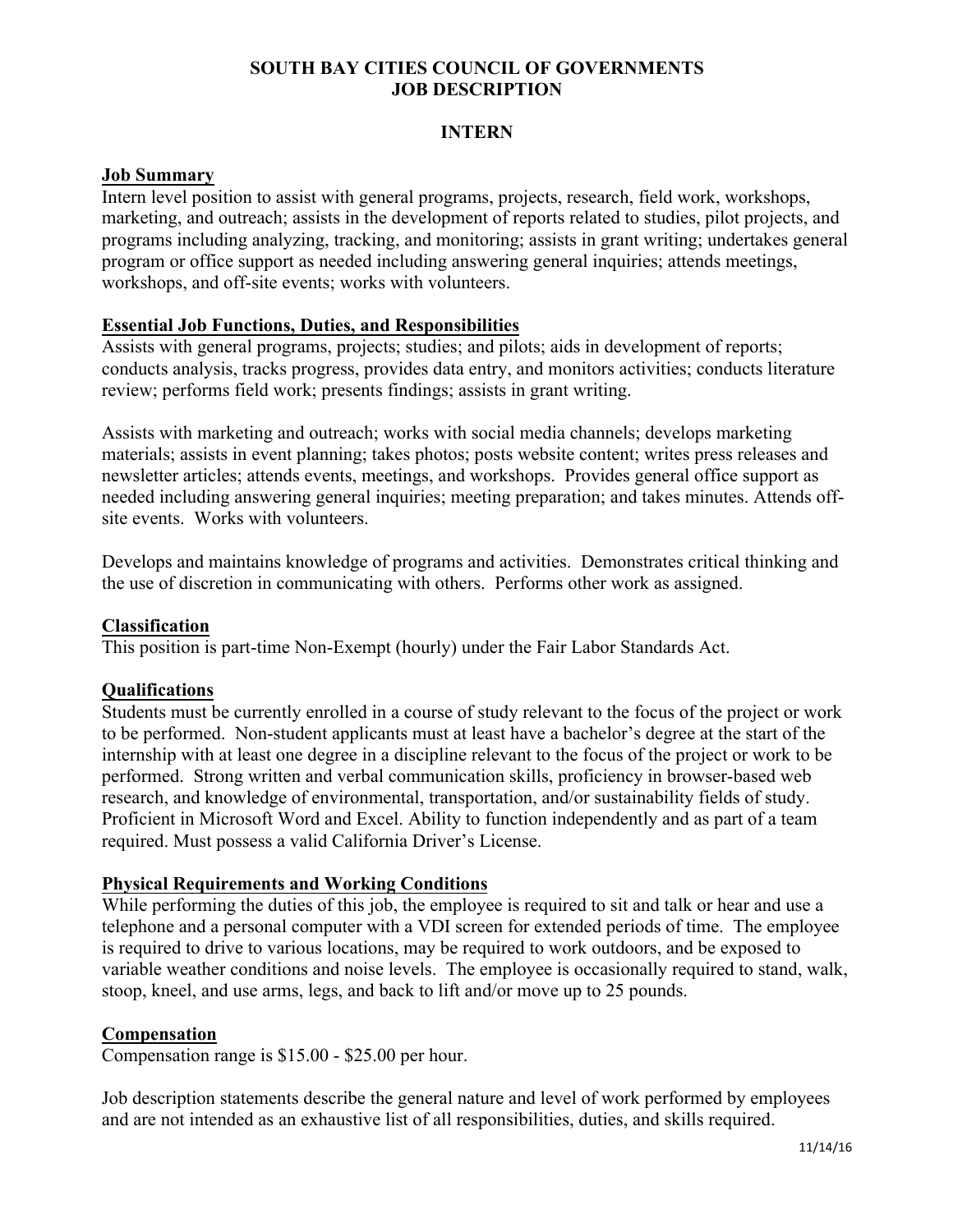# SOUTH BAY CITIES COUNCIL OF GOVERNMENTS
# JOB DESCRIPTION

## INTERN

### Job Summary

Intern level position to assist with general programs, projects, research, field work, workshops, marketing, and outreach; assists in the development of reports related to studies, pilot projects, and programs including analyzing, tracking, and monitoring; assists in grant writing; undertakes general program or office support as needed including answering general inquiries; attends meetings, workshops, and off-site events; works with volunteers.

### Essential Job Functions, Duties, and Responsibilities

Assists with general programs, projects; studies; and pilots; aids in development of reports; conducts analysis, tracks progress, provides data entry, and monitors activities; conducts literature review; performs field work; presents findings; assists in grant writing.

Assists with marketing and outreach; works with social media channels; develops marketing materials; assists in event planning; takes photos; posts website content; writes press releases and newsletter articles; attends events, meetings, and workshops. Provides general office support as needed including answering general inquiries; meeting preparation; and takes minutes. Attends off-site events. Works with volunteers.

Develops and maintains knowledge of programs and activities. Demonstrates critical thinking and the use of discretion in communicating with others. Performs other work as assigned.

### Classification

This position is part-time Non-Exempt (hourly) under the Fair Labor Standards Act.

### Qualifications

Students must be currently enrolled in a course of study relevant to the focus of the project or work to be performed. Non-student applicants must at least have a bachelor's degree at the start of the internship with at least one degree in a discipline relevant to the focus of the project or work to be performed. Strong written and verbal communication skills, proficiency in browser-based web research, and knowledge of environmental, transportation, and/or sustainability fields of study. Proficient in Microsoft Word and Excel. Ability to function independently and as part of a team required. Must possess a valid California Driver's License.

### Physical Requirements and Working Conditions

While performing the duties of this job, the employee is required to sit and talk or hear and use a telephone and a personal computer with a VDI screen for extended periods of time. The employee is required to drive to various locations, may be required to work outdoors, and be exposed to variable weather conditions and noise levels. The employee is occasionally required to stand, walk, stoop, kneel, and use arms, legs, and back to lift and/or move up to 25 pounds.

### Compensation

Compensation range is $15.00 - $25.00 per hour.

Job description statements describe the general nature and level of work performed by employees and are not intended as an exhaustive list of all responsibilities, duties, and skills required.

11/14/16